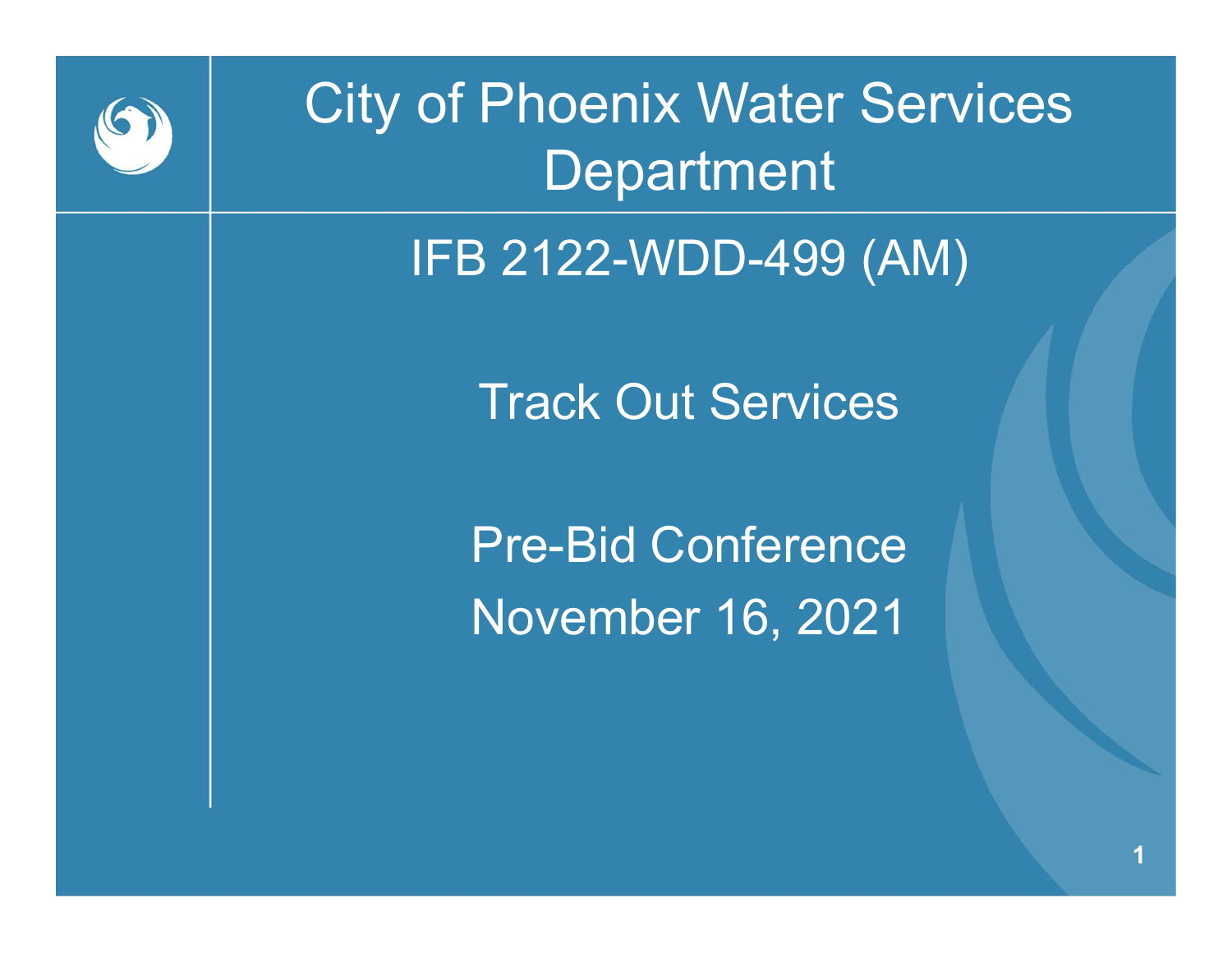# City of Phoenix Water Services Department

## IFB 2122-WDD-499 (AM)

Track Out Services

Pre-Bid Conference

November 16, 2021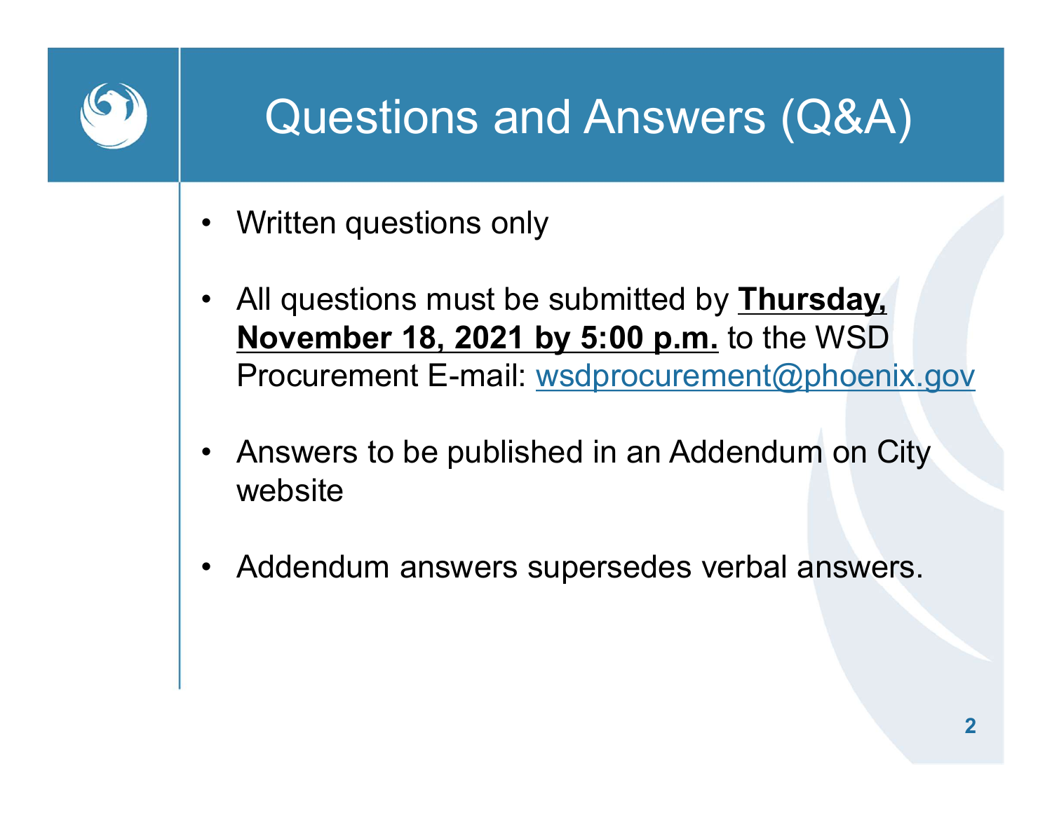# Questions and Answers (Q&A)

- Written questions only
- All questions must be submitted by **Thursday, November 18, 2021 by 5:00 p.m.** to the WSD Procurement E-mail: wsdprocurement@phoenix.gov
- Answers to be published in an Addendum on City website
- Addendum answers supersedes verbal answers.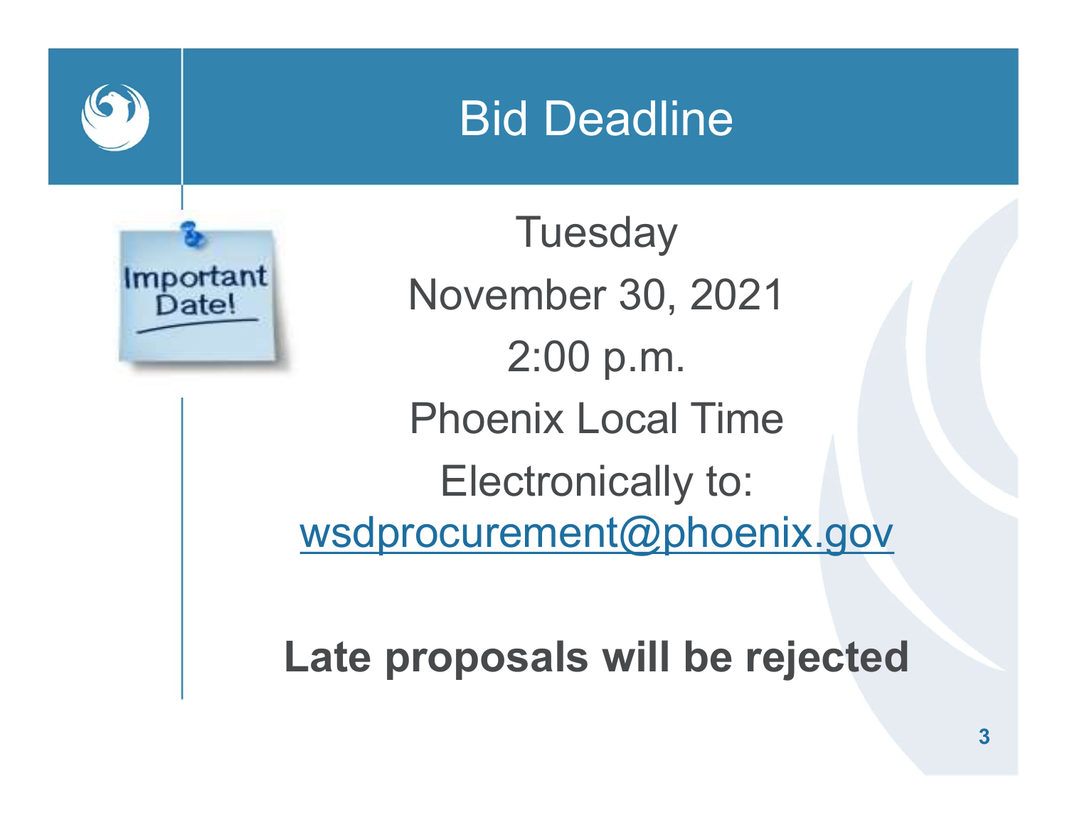# Bid Deadline

Tuesday

November 30, 2021

2:00 p.m.

Phoenix Local Time

Electronically to:

wsdprocurement@phoenix.gov

**Late proposals will be rejected**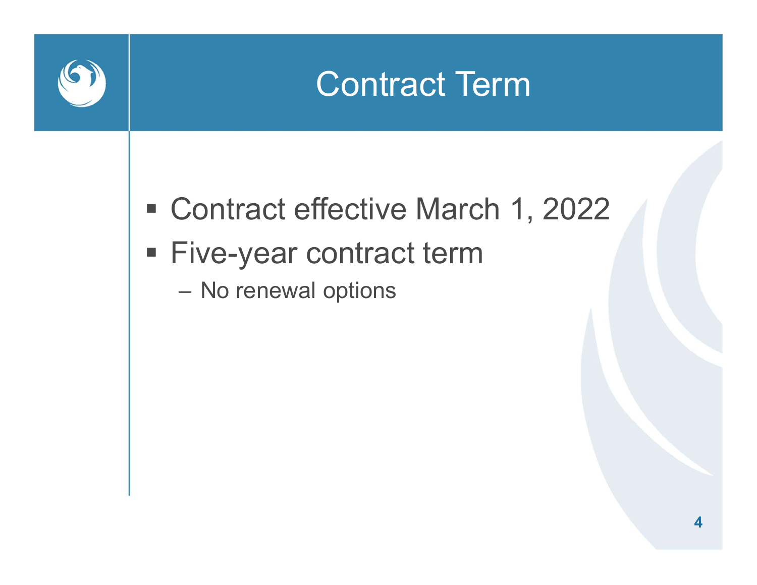# Contract Term

- Contract effective March 1, 2022
- Five-year contract term
  - No renewal options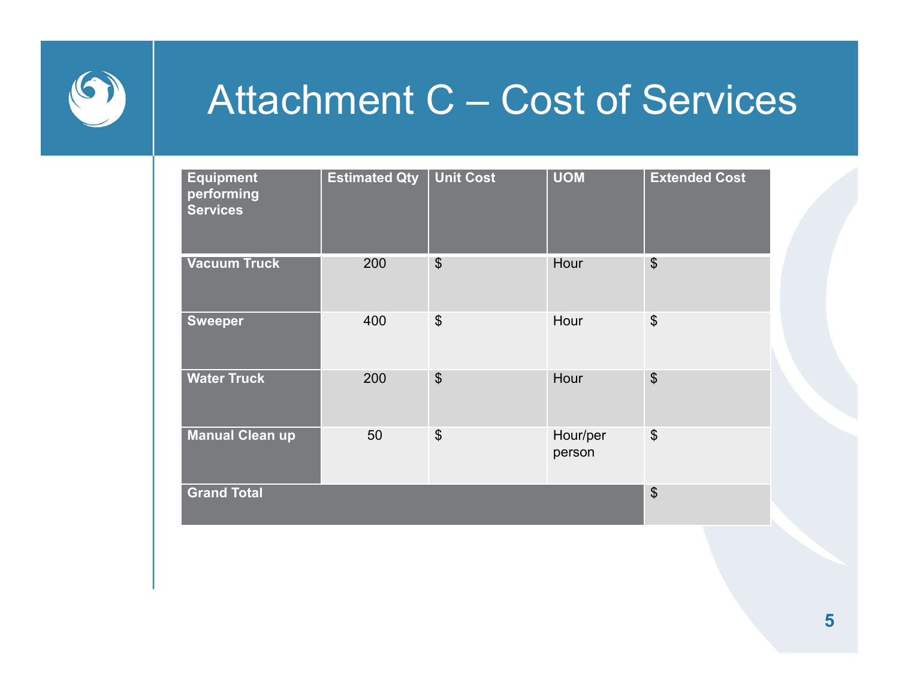# Attachment C – Cost of Services

| Equipment performing Services | Estimated Qty | Unit Cost | UOM | Extended Cost |
|---|---|---|---|---|
| **Vacuum Truck** | 200 | $ | Hour | $ |
| **Sweeper** | 400 | $ | Hour | $ |
| **Water Truck** | 200 | $ | Hour | $ |
| **Manual Clean up** | 50 | $ | Hour/per person | $ |
| **Grand Total** | | | | $ |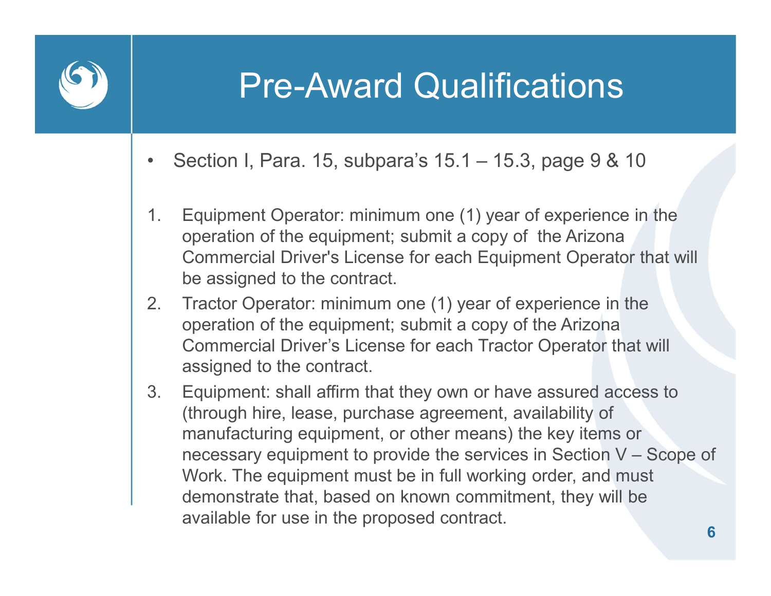# Pre-Award Qualifications

- Section I, Para. 15, subpara's 15.1 – 15.3, page 9 & 10

1. Equipment Operator: minimum one (1) year of experience in the operation of the equipment; submit a copy of the Arizona Commercial Driver's License for each Equipment Operator that will be assigned to the contract.
2. Tractor Operator: minimum one (1) year of experience in the operation of the equipment; submit a copy of the Arizona Commercial Driver's License for each Tractor Operator that will assigned to the contract.
3. Equipment: shall affirm that they own or have assured access to (through hire, lease, purchase agreement, availability of manufacturing equipment, or other means) the key items or necessary equipment to provide the services in Section V – Scope of Work. The equipment must be in full working order, and must demonstrate that, based on known commitment, they will be available for use in the proposed contract.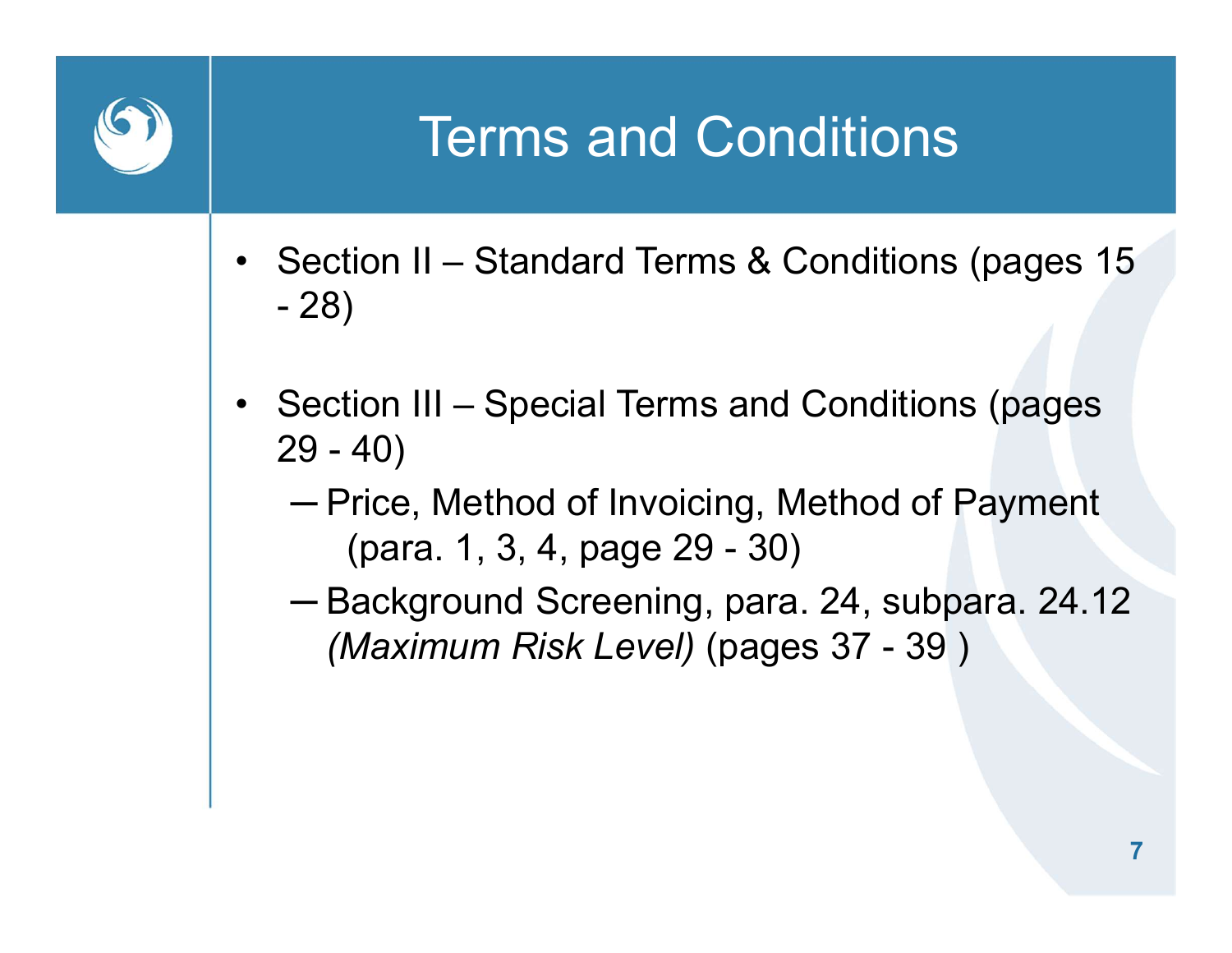# Terms and Conditions

- Section II – Standard Terms & Conditions (pages 15 - 28)
- Section III – Special Terms and Conditions (pages 29 - 40)
  - Price, Method of Invoicing, Method of Payment (para. 1, 3, 4, page 29 - 30)
  - Background Screening, para. 24, subpara. 24.12 *(Maximum Risk Level)* (pages 37 - 39 )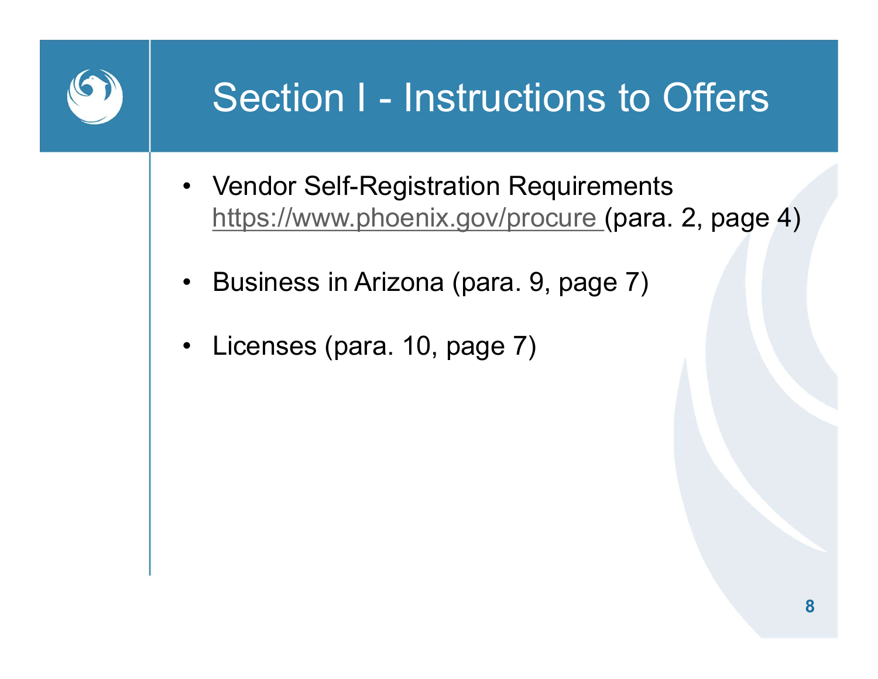# Section I - Instructions to Offers

- Vendor Self-Registration Requirements https://www.phoenix.gov/procure (para. 2, page 4)
- Business in Arizona (para. 9, page 7)
- Licenses (para. 10, page 7)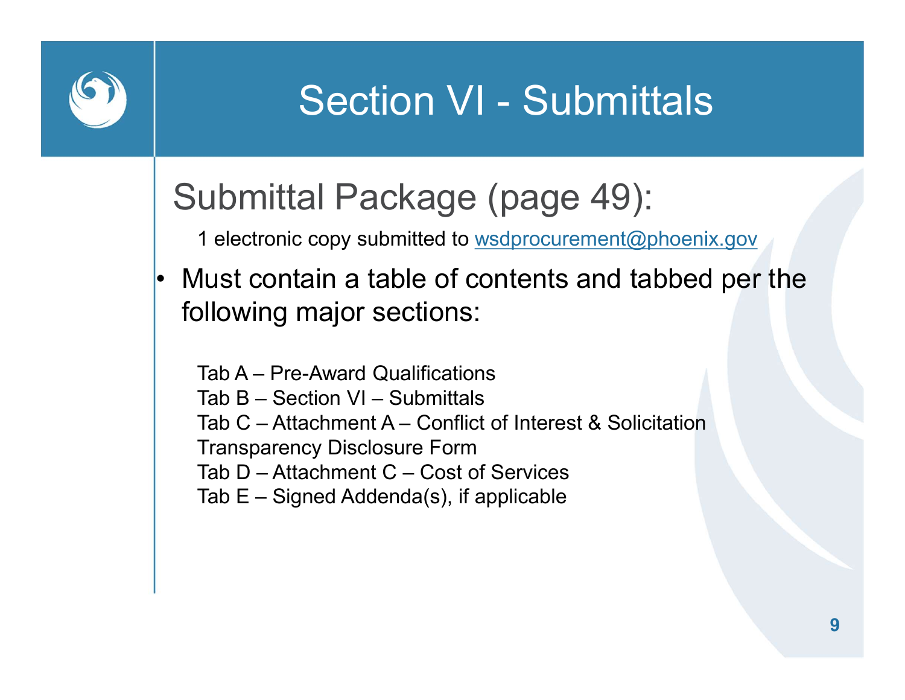# Section VI - Submittals

## Submittal Package (page 49):

1 electronic copy submitted to wsdprocurement@phoenix.gov

- Must contain a table of contents and tabbed per the following major sections:

Tab A – Pre-Award Qualifications
Tab B – Section VI – Submittals
Tab C – Attachment A – Conflict of Interest & Solicitation Transparency Disclosure Form
Tab D – Attachment C – Cost of Services
Tab E – Signed Addenda(s), if applicable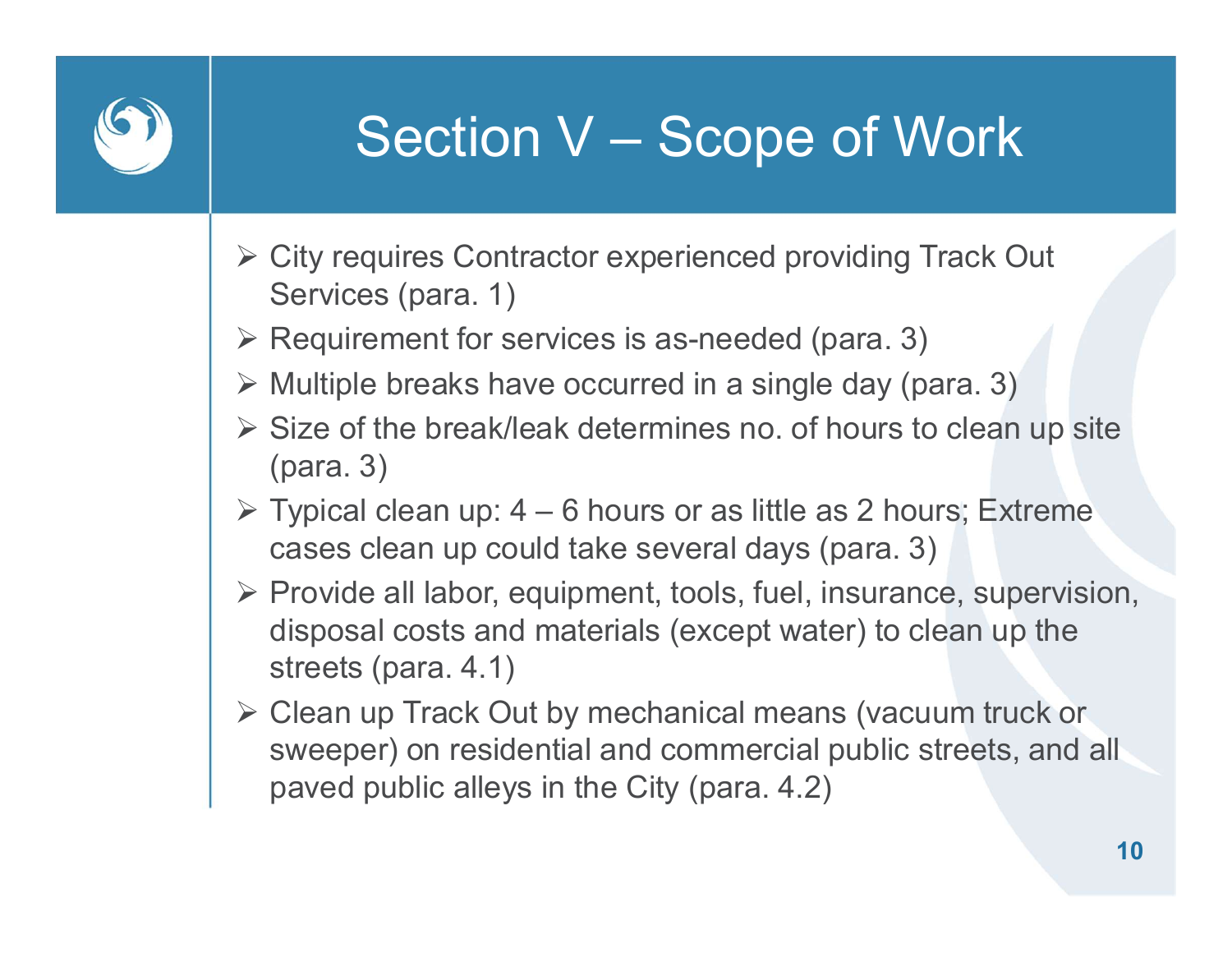# Section V – Scope of Work

- City requires Contractor experienced providing Track Out Services (para. 1)
- Requirement for services is as-needed (para. 3)
- Multiple breaks have occurred in a single day (para. 3)
- Size of the break/leak determines no. of hours to clean up site (para. 3)
- Typical clean up: 4 – 6 hours or as little as 2 hours; Extreme cases clean up could take several days (para. 3)
- Provide all labor, equipment, tools, fuel, insurance, supervision, disposal costs and materials (except water) to clean up the streets (para. 4.1)
- Clean up Track Out by mechanical means (vacuum truck or sweeper) on residential and commercial public streets, and all paved public alleys in the City (para. 4.2)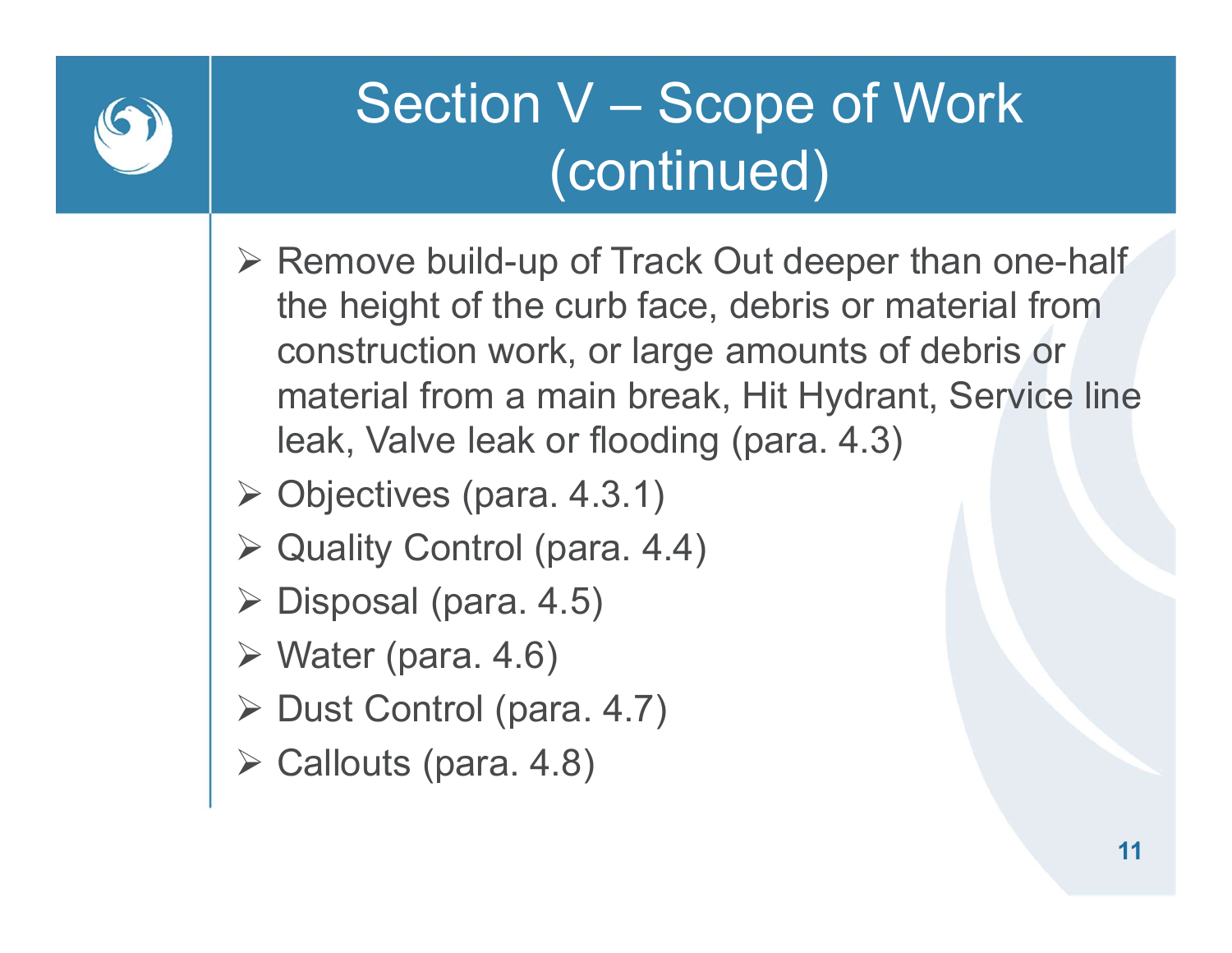# Section V – Scope of Work (continued)

- Remove build-up of Track Out deeper than one-half the height of the curb face, debris or material from construction work, or large amounts of debris or material from a main break, Hit Hydrant, Service line leak, Valve leak or flooding (para. 4.3)
- Objectives (para. 4.3.1)
- Quality Control (para. 4.4)
- Disposal (para. 4.5)
- Water (para. 4.6)
- Dust Control (para. 4.7)
- Callouts (para. 4.8)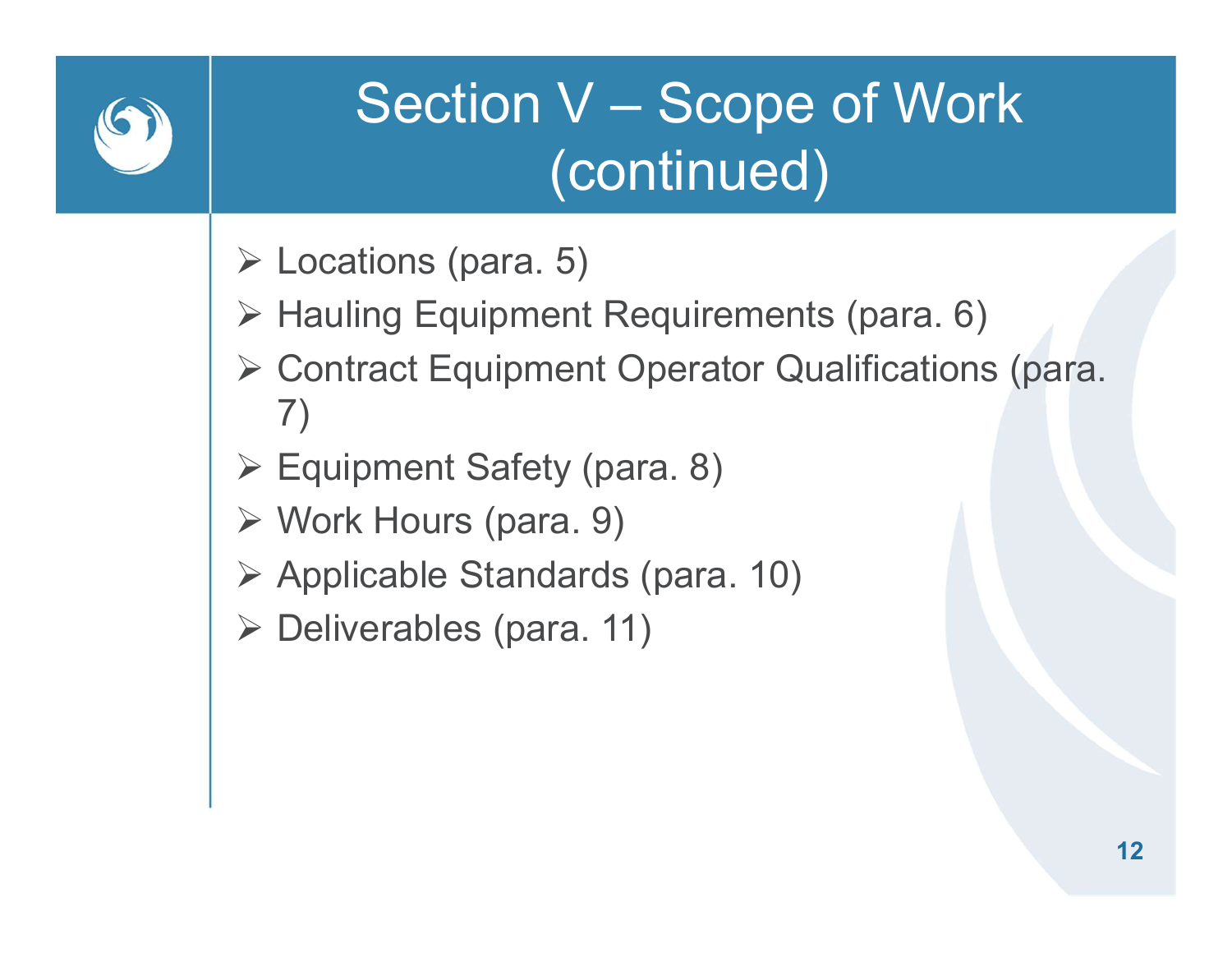# Section V – Scope of Work (continued)

- Locations (para. 5)
- Hauling Equipment Requirements (para. 6)
- Contract Equipment Operator Qualifications (para. 7)
- Equipment Safety (para. 8)
- Work Hours (para. 9)
- Applicable Standards (para. 10)
- Deliverables (para. 11)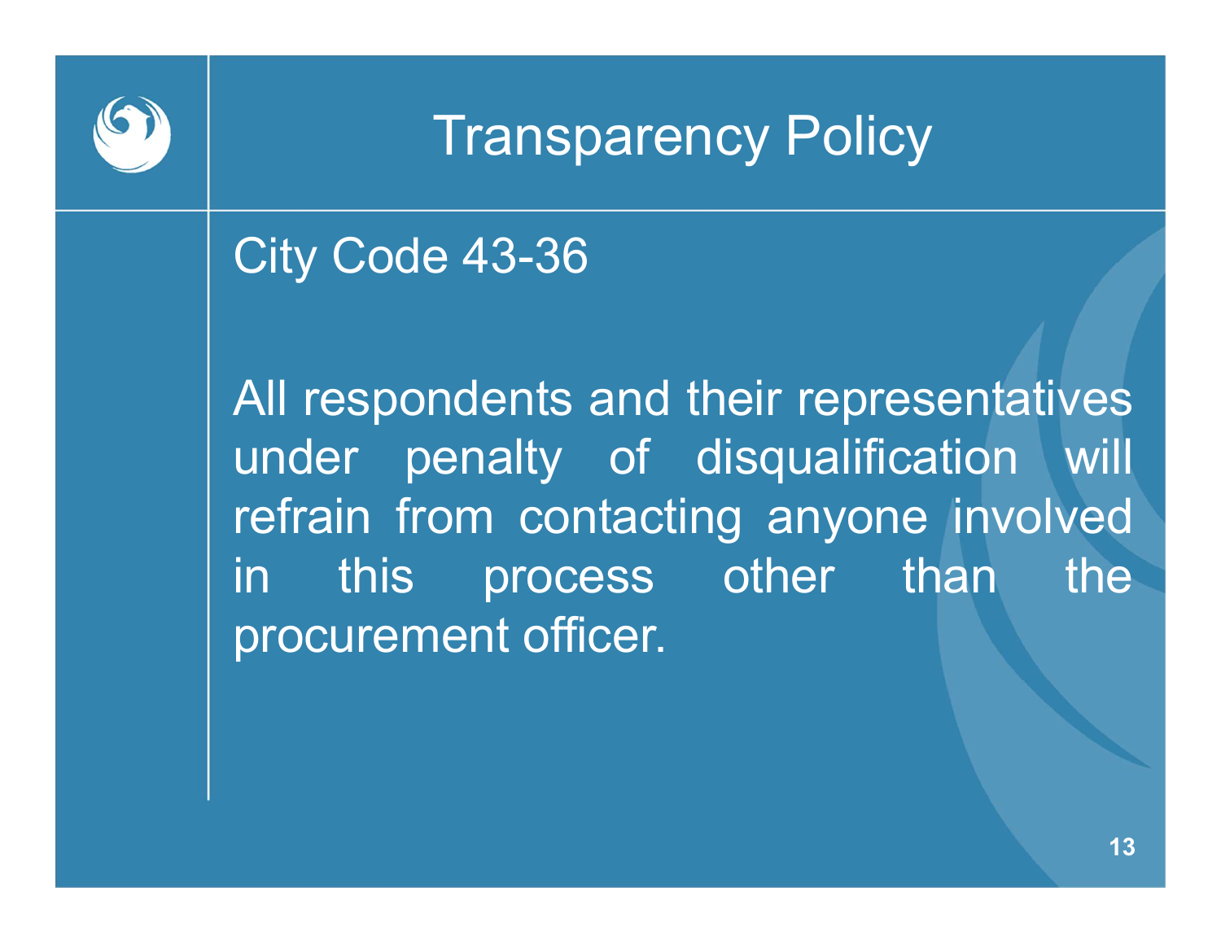# Transparency Policy

## City Code 43-36

All respondents and their representatives under penalty of disqualification will refrain from contacting anyone involved in this process other than the procurement officer.